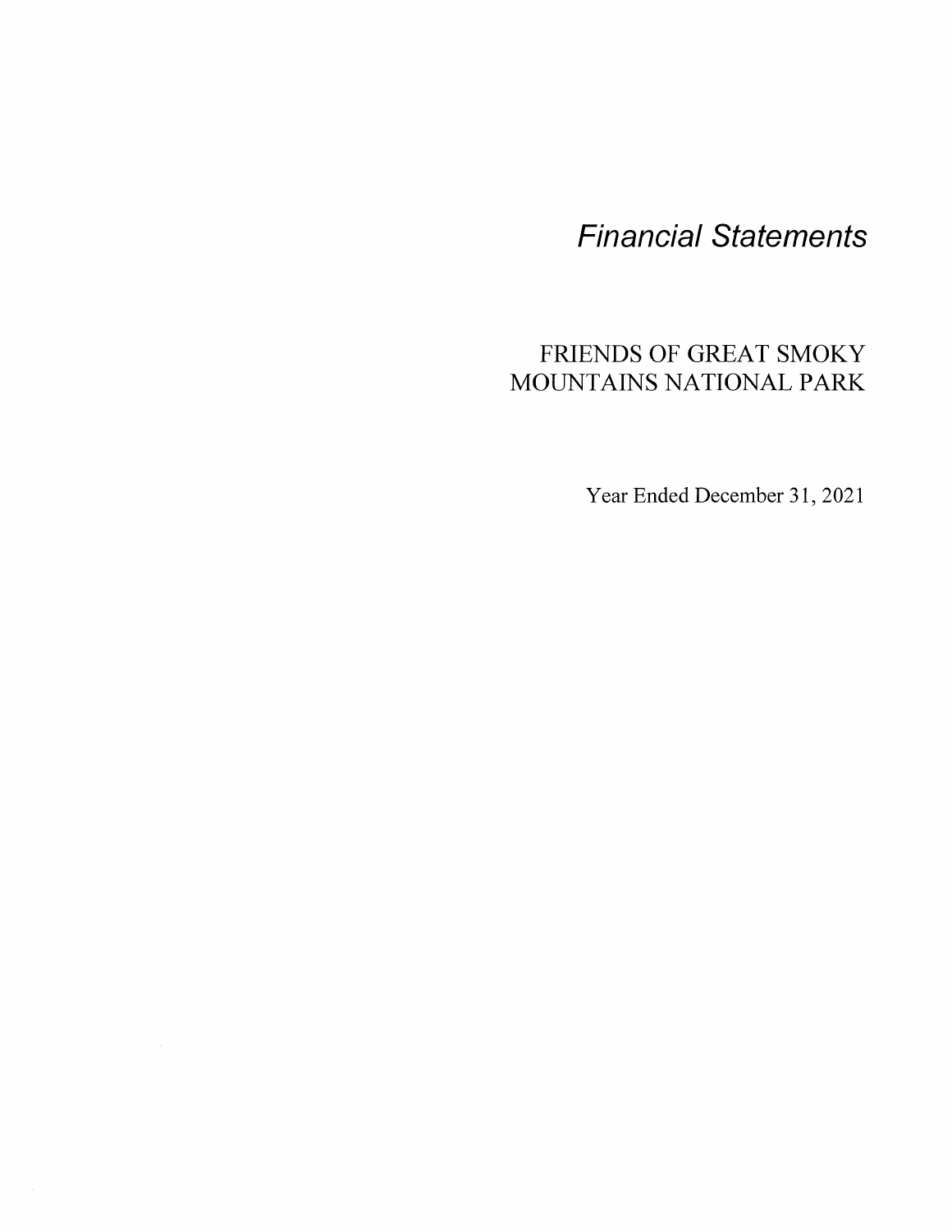# *Financial Statements*

## FRIENDS OF GREAT SMOKY MOUNTAINS NATIONAL PARK

Year Ended December 31, 2021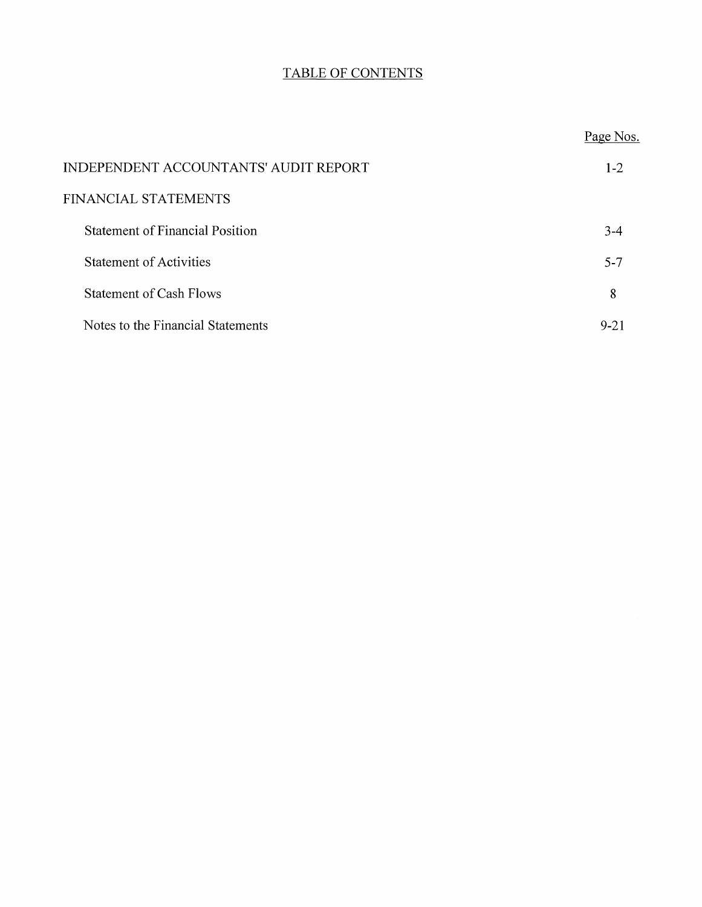# TABLE OF CONTENTS

| | Page Nos. |
|---|---|
| INDEPENDENT ACCOUNTANTS' AUDIT REPORT | 1-2 |
| FINANCIAL STATEMENTS | |
| Statement of Financial Position | 3-4 |
| Statement of Activities | 5-7 |
| Statement of Cash Flows | 8 |
| Notes to the Financial Statements | 9-21 |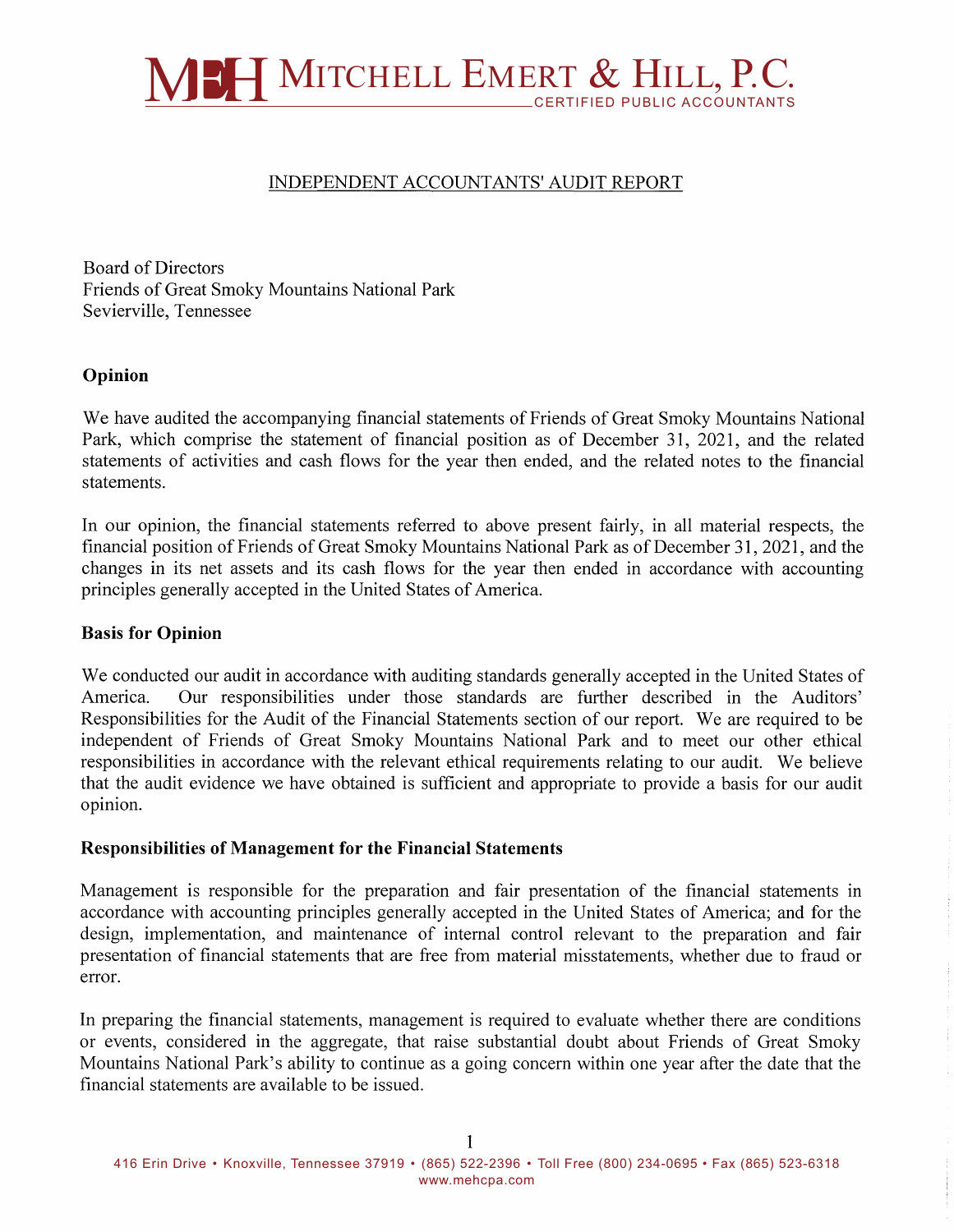# MITCHELL EMERT & HILL, P.C.
CERTIFIED PUBLIC ACCOUNTANTS

## INDEPENDENT ACCOUNTANTS' AUDIT REPORT

Board of Directors
Friends of Great Smoky Mountains National Park
Sevierville, Tennessee

### Opinion

We have audited the accompanying financial statements of Friends of Great Smoky Mountains National Park, which comprise the statement of financial position as of December 31, 2021, and the related statements of activities and cash flows for the year then ended, and the related notes to the financial statements.

In our opinion, the financial statements referred to above present fairly, in all material respects, the financial position of Friends of Great Smoky Mountains National Park as of December 31, 2021, and the changes in its net assets and its cash flows for the year then ended in accordance with accounting principles generally accepted in the United States of America.

### Basis for Opinion

We conducted our audit in accordance with auditing standards generally accepted in the United States of America. Our responsibilities under those standards are further described in the Auditors' Responsibilities for the Audit of the Financial Statements section of our report. We are required to be independent of Friends of Great Smoky Mountains National Park and to meet our other ethical responsibilities in accordance with the relevant ethical requirements relating to our audit. We believe that the audit evidence we have obtained is sufficient and appropriate to provide a basis for our audit opinion.

### Responsibilities of Management for the Financial Statements

Management is responsible for the preparation and fair presentation of the financial statements in accordance with accounting principles generally accepted in the United States of America; and for the design, implementation, and maintenance of internal control relevant to the preparation and fair presentation of financial statements that are free from material misstatements, whether due to fraud or error.

In preparing the financial statements, management is required to evaluate whether there are conditions or events, considered in the aggregate, that raise substantial doubt about Friends of Great Smoky Mountains National Park's ability to continue as a going concern within one year after the date that the financial statements are available to be issued.

416 Erin Drive • Knoxville, Tennessee 37919 • (865) 522-2396 • Toll Free (800) 234-0695 • Fax (865) 523-6318
www.mehcpa.com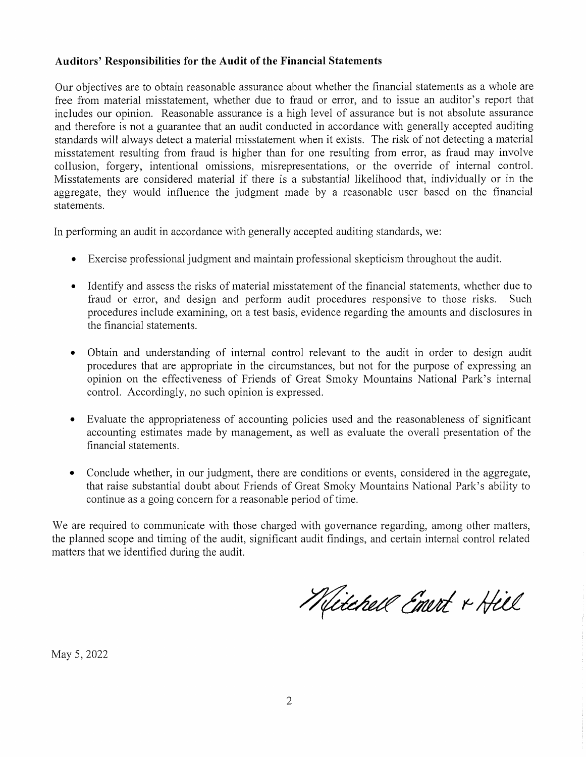**Auditors' Responsibilities for the Audit of the Financial Statements**

Our objectives are to obtain reasonable assurance about whether the financial statements as a whole are free from material misstatement, whether due to fraud or error, and to issue an auditor's report that includes our opinion. Reasonable assurance is a high level of assurance but is not absolute assurance and therefore is not a guarantee that an audit conducted in accordance with generally accepted auditing standards will always detect a material misstatement when it exists. The risk of not detecting a material misstatement resulting from fraud is higher than for one resulting from error, as fraud may involve collusion, forgery, intentional omissions, misrepresentations, or the override of internal control. Misstatements are considered material if there is a substantial likelihood that, individually or in the aggregate, they would influence the judgment made by a reasonable user based on the financial statements.

In performing an audit in accordance with generally accepted auditing standards, we:

- Exercise professional judgment and maintain professional skepticism throughout the audit.
- Identify and assess the risks of material misstatement of the financial statements, whether due to fraud or error, and design and perform audit procedures responsive to those risks. Such procedures include examining, on a test basis, evidence regarding the amounts and disclosures in the financial statements.
- Obtain and understanding of internal control relevant to the audit in order to design audit procedures that are appropriate in the circumstances, but not for the purpose of expressing an opinion on the effectiveness of Friends of Great Smoky Mountains National Park's internal control. Accordingly, no such opinion is expressed.
- Evaluate the appropriateness of accounting policies used and the reasonableness of significant accounting estimates made by management, as well as evaluate the overall presentation of the financial statements.
- Conclude whether, in our judgment, there are conditions or events, considered in the aggregate, that raise substantial doubt about Friends of Great Smoky Mountains National Park's ability to continue as a going concern for a reasonable period of time.

We are required to communicate with those charged with governance regarding, among other matters, the planned scope and timing of the audit, significant audit findings, and certain internal control related matters that we identified during the audit.

Mitchell Emert & Hill

May 5, 2022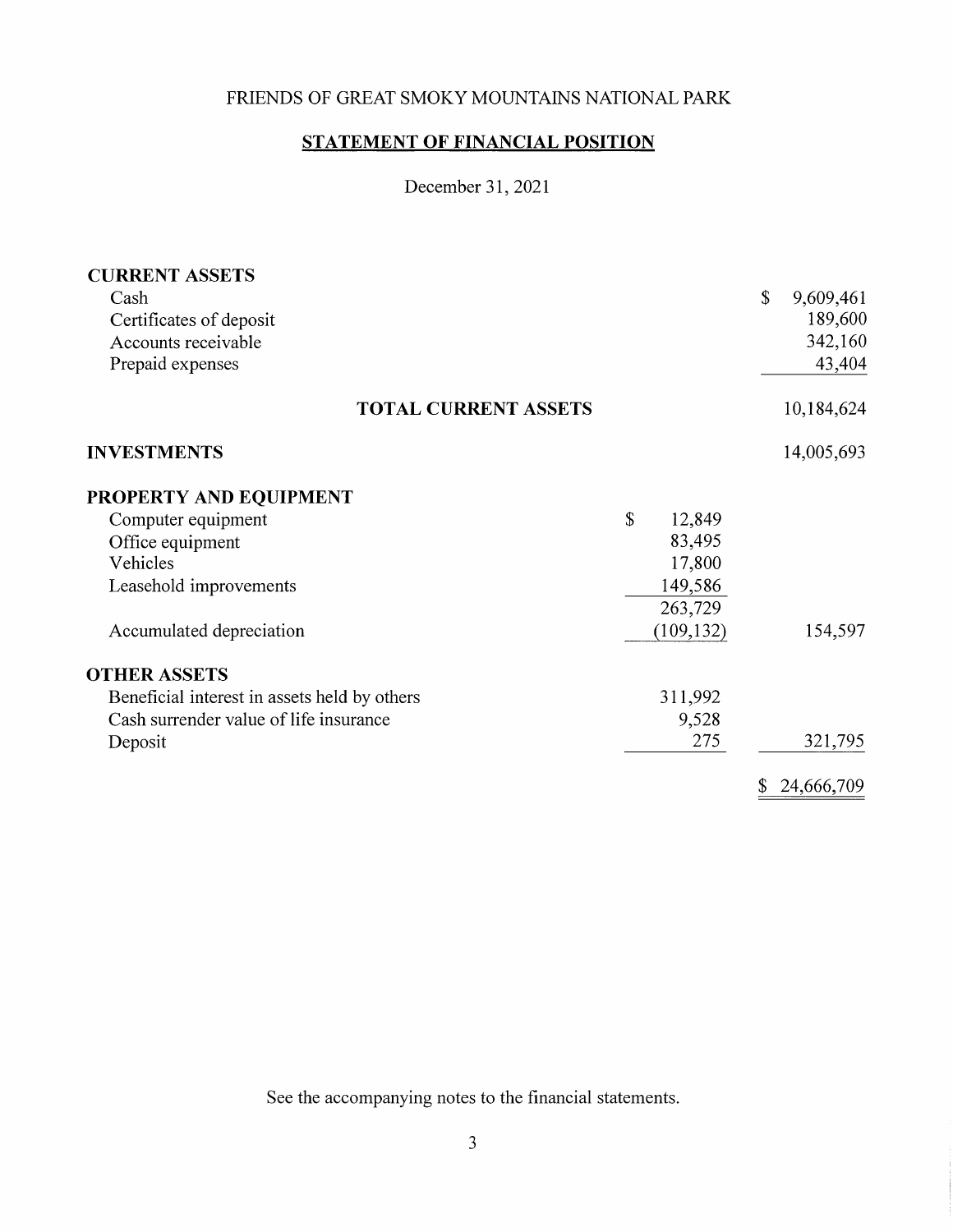# FRIENDS OF GREAT SMOKY MOUNTAINS NATIONAL PARK

## STATEMENT OF FINANCIAL POSITION

December 31, 2021

| | | |
|---|---|---|
| **CURRENT ASSETS** | | |
| Cash | | $ 9,609,461 |
| Certificates of deposit | | 189,600 |
| Accounts receivable | | 342,160 |
| Prepaid expenses | | 43,404 |
| **TOTAL CURRENT ASSETS** | | 10,184,624 |
| **INVESTMENTS** | | 14,005,693 |
| **PROPERTY AND EQUIPMENT** | | |
| Computer equipment | $ 12,849 | |
| Office equipment | 83,495 | |
| Vehicles | 17,800 | |
| Leasehold improvements | 149,586 | |
| | 263,729 | |
| Accumulated depreciation | (109,132) | 154,597 |
| **OTHER ASSETS** | | |
| Beneficial interest in assets held by others | 311,992 | |
| Cash surrender value of life insurance | 9,528 | |
| Deposit | 275 | 321,795 |
| | | $ 24,666,709 |

See the accompanying notes to the financial statements.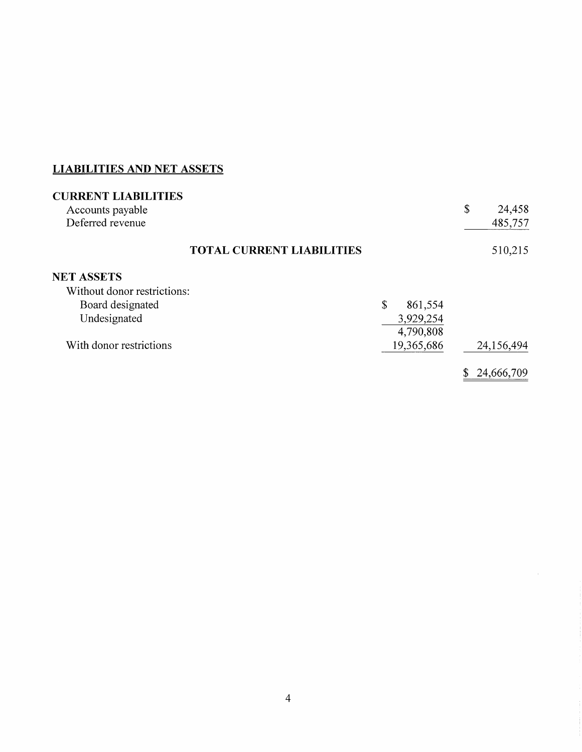## LIABILITIES AND NET ASSETS

| | | |
|---|---|---|
| **CURRENT LIABILITIES** | | |
| Accounts payable | | $ 24,458 |
| Deferred revenue | | 485,757 |
| **TOTAL CURRENT LIABILITIES** | | 510,215 |
| **NET ASSETS** | | |
| Without donor restrictions: | | |
| Board designated | $ 861,554 | |
| Undesignated | 3,929,254 | |
| | 4,790,808 | |
| With donor restrictions | 19,365,686 | 24,156,494 |
| | | $ 24,666,709 |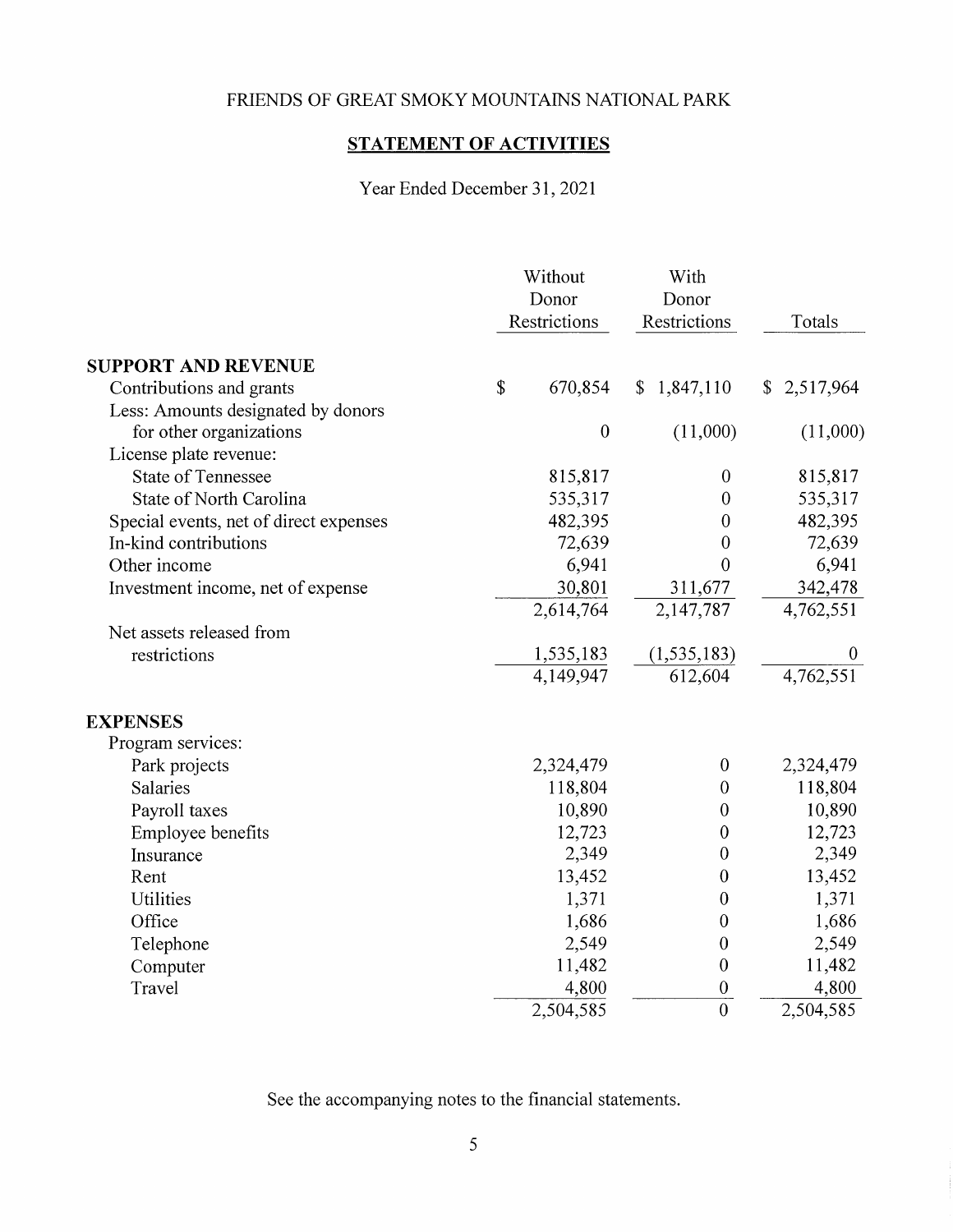FRIENDS OF GREAT SMOKY MOUNTAINS NATIONAL PARK

## STATEMENT OF ACTIVITIES

Year Ended December 31, 2021

| | Without Donor Restrictions | With Donor Restrictions | Totals |
|---|---|---|---|
| **SUPPORT AND REVENUE** | | | |
| Contributions and grants | $ 670,854 | $ 1,847,110 | $ 2,517,964 |
| Less: Amounts designated by donors for other organizations | 0 | (11,000) | (11,000) |
| License plate revenue: | | | |
| State of Tennessee | 815,817 | 0 | 815,817 |
| State of North Carolina | 535,317 | 0 | 535,317 |
| Special events, net of direct expenses | 482,395 | 0 | 482,395 |
| In-kind contributions | 72,639 | 0 | 72,639 |
| Other income | 6,941 | 0 | 6,941 |
| Investment income, net of expense | 30,801 | 311,677 | 342,478 |
| | 2,614,764 | 2,147,787 | 4,762,551 |
| Net assets released from restrictions | 1,535,183 | (1,535,183) | 0 |
| | 4,149,947 | 612,604 | 4,762,551 |
| **EXPENSES** | | | |
| Program services: | | | |
| Park projects | 2,324,479 | 0 | 2,324,479 |
| Salaries | 118,804 | 0 | 118,804 |
| Payroll taxes | 10,890 | 0 | 10,890 |
| Employee benefits | 12,723 | 0 | 12,723 |
| Insurance | 2,349 | 0 | 2,349 |
| Rent | 13,452 | 0 | 13,452 |
| Utilities | 1,371 | 0 | 1,371 |
| Office | 1,686 | 0 | 1,686 |
| Telephone | 2,549 | 0 | 2,549 |
| Computer | 11,482 | 0 | 11,482 |
| Travel | 4,800 | 0 | 4,800 |
| | 2,504,585 | 0 | 2,504,585 |

See the accompanying notes to the financial statements.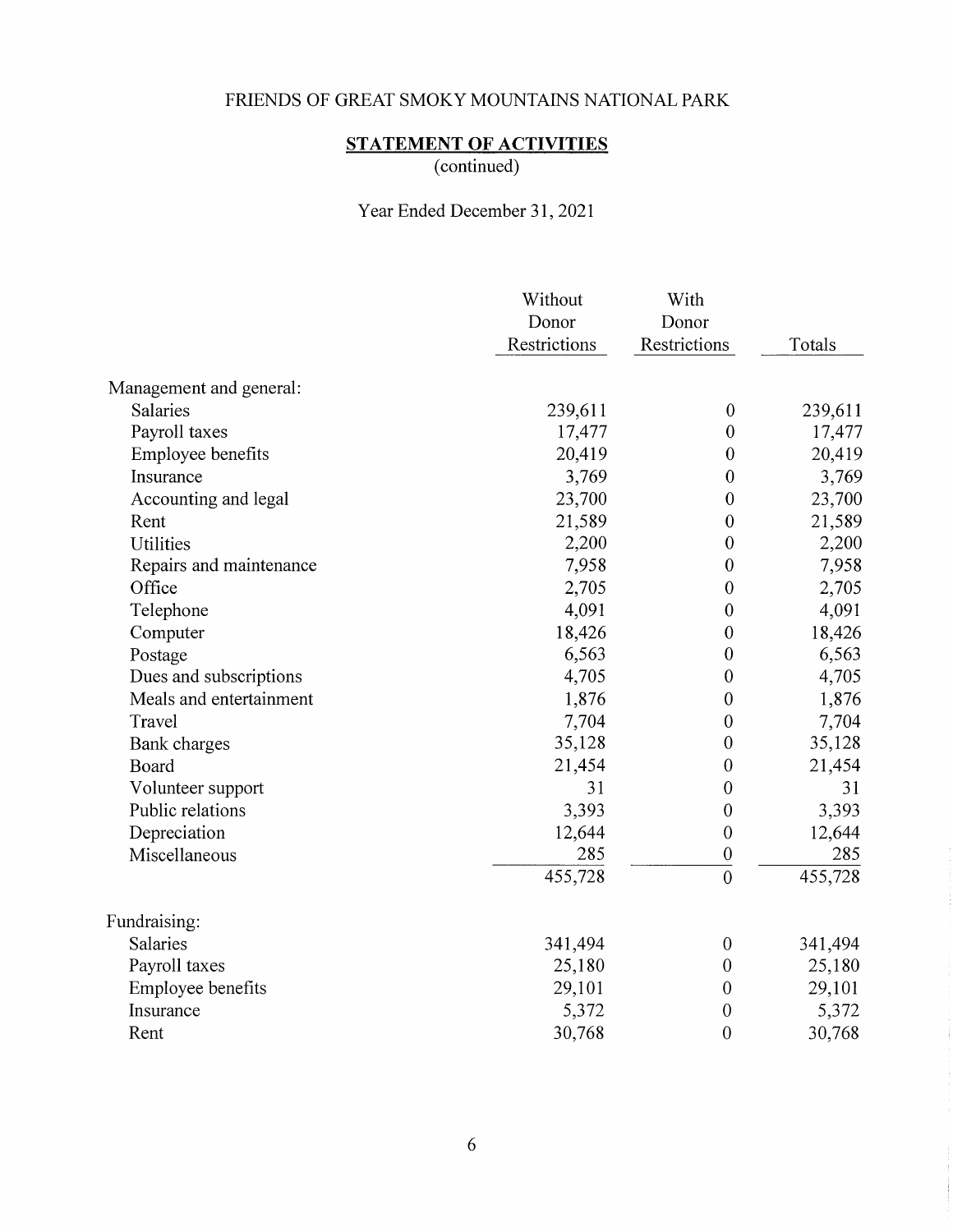FRIENDS OF GREAT SMOKY MOUNTAINS NATIONAL PARK

## STATEMENT OF ACTIVITIES
(continued)

Year Ended December 31, 2021

| | Without Donor Restrictions | With Donor Restrictions | Totals |
|---|---|---|---|
| Management and general: | | | |
| Salaries | 239,611 | 0 | 239,611 |
| Payroll taxes | 17,477 | 0 | 17,477 |
| Employee benefits | 20,419 | 0 | 20,419 |
| Insurance | 3,769 | 0 | 3,769 |
| Accounting and legal | 23,700 | 0 | 23,700 |
| Rent | 21,589 | 0 | 21,589 |
| Utilities | 2,200 | 0 | 2,200 |
| Repairs and maintenance | 7,958 | 0 | 7,958 |
| Office | 2,705 | 0 | 2,705 |
| Telephone | 4,091 | 0 | 4,091 |
| Computer | 18,426 | 0 | 18,426 |
| Postage | 6,563 | 0 | 6,563 |
| Dues and subscriptions | 4,705 | 0 | 4,705 |
| Meals and entertainment | 1,876 | 0 | 1,876 |
| Travel | 7,704 | 0 | 7,704 |
| Bank charges | 35,128 | 0 | 35,128 |
| Board | 21,454 | 0 | 21,454 |
| Volunteer support | 31 | 0 | 31 |
| Public relations | 3,393 | 0 | 3,393 |
| Depreciation | 12,644 | 0 | 12,644 |
| Miscellaneous | 285 | 0 | 285 |
| | 455,728 | 0 | 455,728 |
| Fundraising: | | | |
| Salaries | 341,494 | 0 | 341,494 |
| Payroll taxes | 25,180 | 0 | 25,180 |
| Employee benefits | 29,101 | 0 | 29,101 |
| Insurance | 5,372 | 0 | 5,372 |
| Rent | 30,768 | 0 | 30,768 |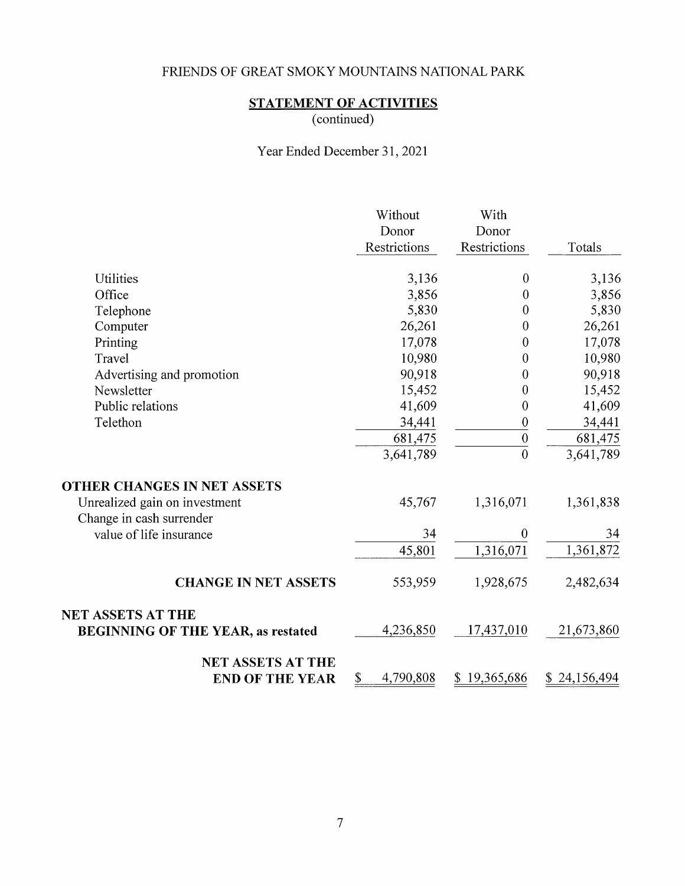FRIENDS OF GREAT SMOKY MOUNTAINS NATIONAL PARK

## STATEMENT OF ACTIVITIES
(continued)

Year Ended December 31, 2021

| | Without Donor Restrictions | With Donor Restrictions | Totals |
|---|---|---|---|
| Utilities | 3,136 | 0 | 3,136 |
| Office | 3,856 | 0 | 3,856 |
| Telephone | 5,830 | 0 | 5,830 |
| Computer | 26,261 | 0 | 26,261 |
| Printing | 17,078 | 0 | 17,078 |
| Travel | 10,980 | 0 | 10,980 |
| Advertising and promotion | 90,918 | 0 | 90,918 |
| Newsletter | 15,452 | 0 | 15,452 |
| Public relations | 41,609 | 0 | 41,609 |
| Telethon | 34,441 | 0 | 34,441 |
| | 681,475 | 0 | 681,475 |
| | 3,641,789 | 0 | 3,641,789 |
| **OTHER CHANGES IN NET ASSETS** | | | |
| Unrealized gain on investment | 45,767 | 1,316,071 | 1,361,838 |
| Change in cash surrender value of life insurance | 34 | 0 | 34 |
| | 45,801 | 1,316,071 | 1,361,872 |
| **CHANGE IN NET ASSETS** | 553,959 | 1,928,675 | 2,482,634 |
| **NET ASSETS AT THE BEGINNING OF THE YEAR, as restated** | 4,236,850 | 17,437,010 | 21,673,860 |
| **NET ASSETS AT THE END OF THE YEAR** | $ 4,790,808 | $ 19,365,686 | $ 24,156,494 |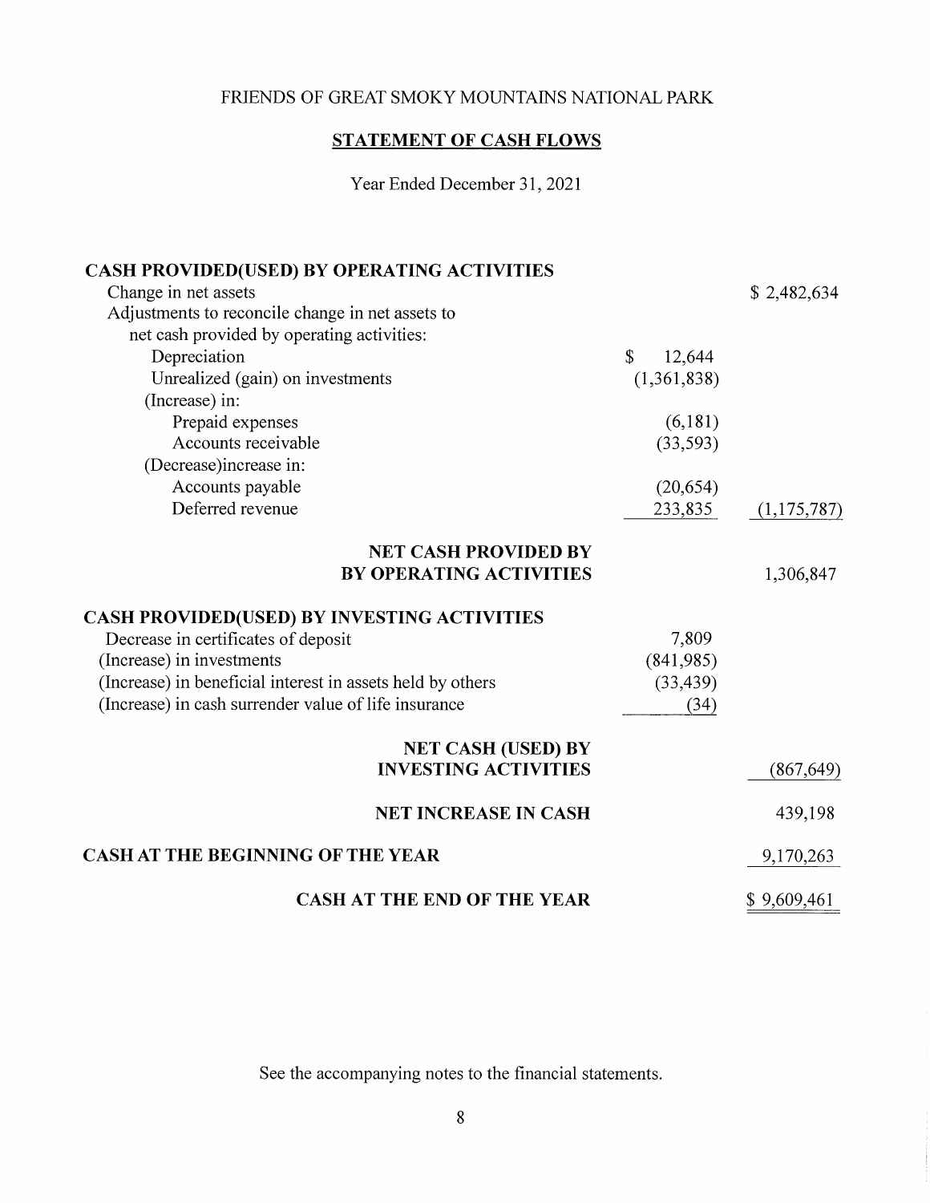FRIENDS OF GREAT SMOKY MOUNTAINS NATIONAL PARK

## STATEMENT OF CASH FLOWS

Year Ended December 31, 2021

| | | |
|---|---|---|
| **CASH PROVIDED(USED) BY OPERATING ACTIVITIES** | | |
| Change in net assets | | $ 2,482,634 |
| Adjustments to reconcile change in net assets to net cash provided by operating activities: | | |
| Depreciation | $ 12,644 | |
| Unrealized (gain) on investments | (1,361,838) | |
| (Increase) in: | | |
| Prepaid expenses | (6,181) | |
| Accounts receivable | (33,593) | |
| (Decrease)increase in: | | |
| Accounts payable | (20,654) | |
| Deferred revenue | 233,835 | (1,175,787) |
| **NET CASH PROVIDED BY BY OPERATING ACTIVITIES** | | 1,306,847 |
| **CASH PROVIDED(USED) BY INVESTING ACTIVITIES** | | |
| Decrease in certificates of deposit | 7,809 | |
| (Increase) in investments | (841,985) | |
| (Increase) in beneficial interest in assets held by others | (33,439) | |
| (Increase) in cash surrender value of life insurance | (34) | |
| **NET CASH (USED) BY INVESTING ACTIVITIES** | | (867,649) |
| **NET INCREASE IN CASH** | | 439,198 |
| **CASH AT THE BEGINNING OF THE YEAR** | | 9,170,263 |
| **CASH AT THE END OF THE YEAR** | | $ 9,609,461 |

See the accompanying notes to the financial statements.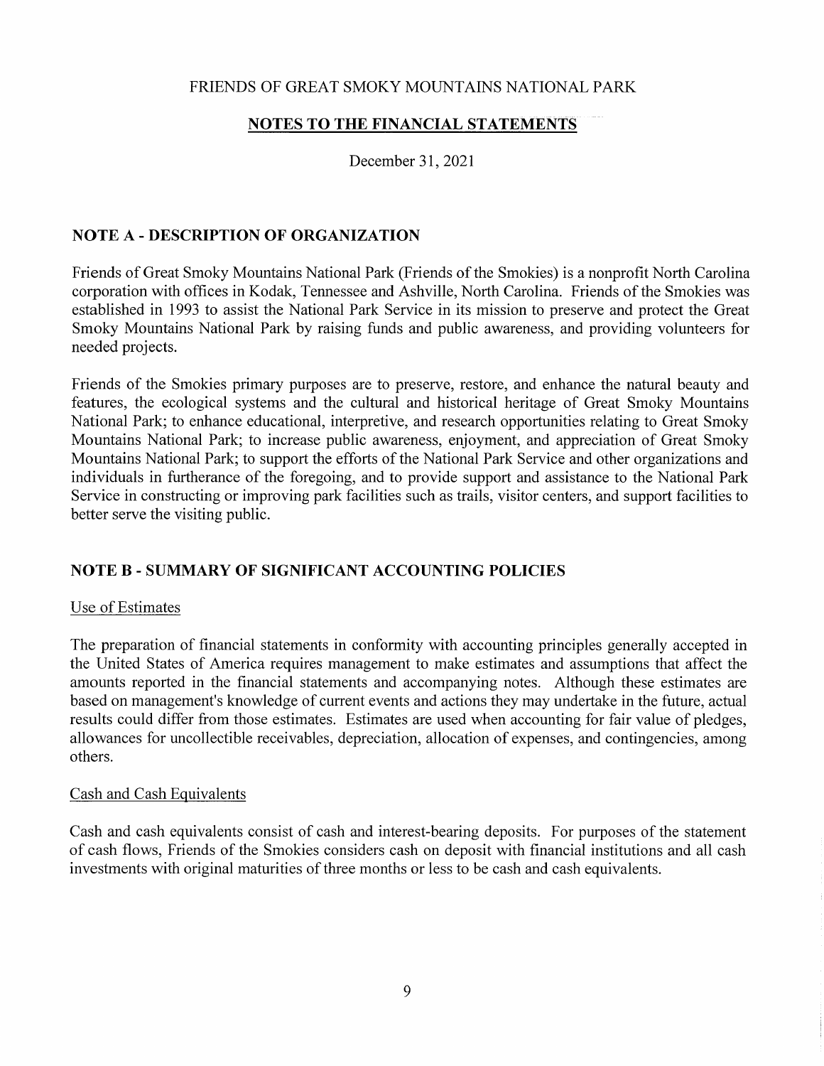FRIENDS OF GREAT SMOKY MOUNTAINS NATIONAL PARK

**NOTES TO THE FINANCIAL STATEMENTS**

December 31, 2021

## NOTE A - DESCRIPTION OF ORGANIZATION

Friends of Great Smoky Mountains National Park (Friends of the Smokies) is a nonprofit North Carolina corporation with offices in Kodak, Tennessee and Ashville, North Carolina. Friends of the Smokies was established in 1993 to assist the National Park Service in its mission to preserve and protect the Great Smoky Mountains National Park by raising funds and public awareness, and providing volunteers for needed projects.

Friends of the Smokies primary purposes are to preserve, restore, and enhance the natural beauty and features, the ecological systems and the cultural and historical heritage of Great Smoky Mountains National Park; to enhance educational, interpretive, and research opportunities relating to Great Smoky Mountains National Park; to increase public awareness, enjoyment, and appreciation of Great Smoky Mountains National Park; to support the efforts of the National Park Service and other organizations and individuals in furtherance of the foregoing, and to provide support and assistance to the National Park Service in constructing or improving park facilities such as trails, visitor centers, and support facilities to better serve the visiting public.

## NOTE B - SUMMARY OF SIGNIFICANT ACCOUNTING POLICIES

Use of Estimates

The preparation of financial statements in conformity with accounting principles generally accepted in the United States of America requires management to make estimates and assumptions that affect the amounts reported in the financial statements and accompanying notes. Although these estimates are based on management's knowledge of current events and actions they may undertake in the future, actual results could differ from those estimates. Estimates are used when accounting for fair value of pledges, allowances for uncollectible receivables, depreciation, allocation of expenses, and contingencies, among others.

Cash and Cash Equivalents

Cash and cash equivalents consist of cash and interest-bearing deposits. For purposes of the statement of cash flows, Friends of the Smokies considers cash on deposit with financial institutions and all cash investments with original maturities of three months or less to be cash and cash equivalents.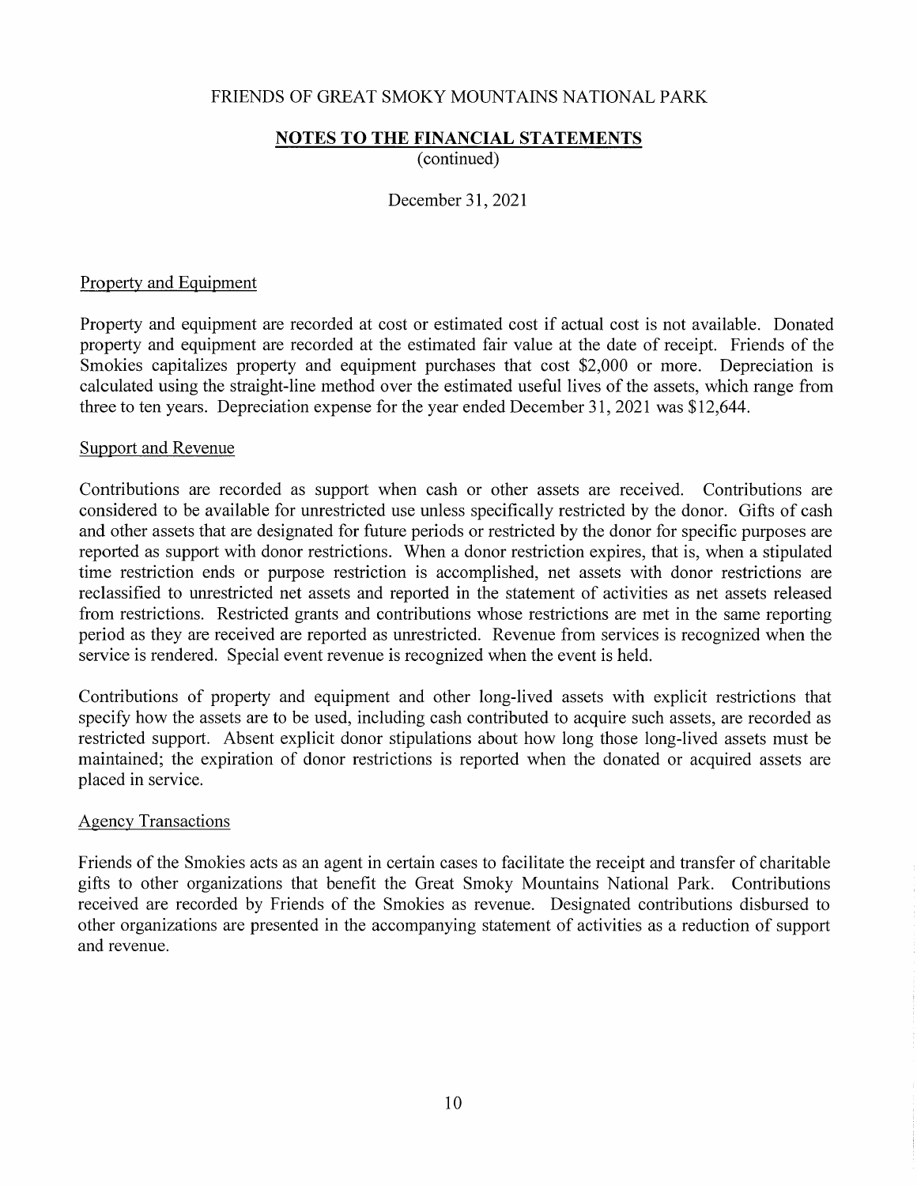# FRIENDS OF GREAT SMOKY MOUNTAINS NATIONAL PARK

## NOTES TO THE FINANCIAL STATEMENTS
(continued)

December 31, 2021

### Property and Equipment

Property and equipment are recorded at cost or estimated cost if actual cost is not available. Donated property and equipment are recorded at the estimated fair value at the date of receipt. Friends of the Smokies capitalizes property and equipment purchases that cost $2,000 or more. Depreciation is calculated using the straight-line method over the estimated useful lives of the assets, which range from three to ten years. Depreciation expense for the year ended December 31, 2021 was $12,644.

### Support and Revenue

Contributions are recorded as support when cash or other assets are received. Contributions are considered to be available for unrestricted use unless specifically restricted by the donor. Gifts of cash and other assets that are designated for future periods or restricted by the donor for specific purposes are reported as support with donor restrictions. When a donor restriction expires, that is, when a stipulated time restriction ends or purpose restriction is accomplished, net assets with donor restrictions are reclassified to unrestricted net assets and reported in the statement of activities as net assets released from restrictions. Restricted grants and contributions whose restrictions are met in the same reporting period as they are received are reported as unrestricted. Revenue from services is recognized when the service is rendered. Special event revenue is recognized when the event is held.

Contributions of property and equipment and other long-lived assets with explicit restrictions that specify how the assets are to be used, including cash contributed to acquire such assets, are recorded as restricted support. Absent explicit donor stipulations about how long those long-lived assets must be maintained; the expiration of donor restrictions is reported when the donated or acquired assets are placed in service.

### Agency Transactions

Friends of the Smokies acts as an agent in certain cases to facilitate the receipt and transfer of charitable gifts to other organizations that benefit the Great Smoky Mountains National Park. Contributions received are recorded by Friends of the Smokies as revenue. Designated contributions disbursed to other organizations are presented in the accompanying statement of activities as a reduction of support and revenue.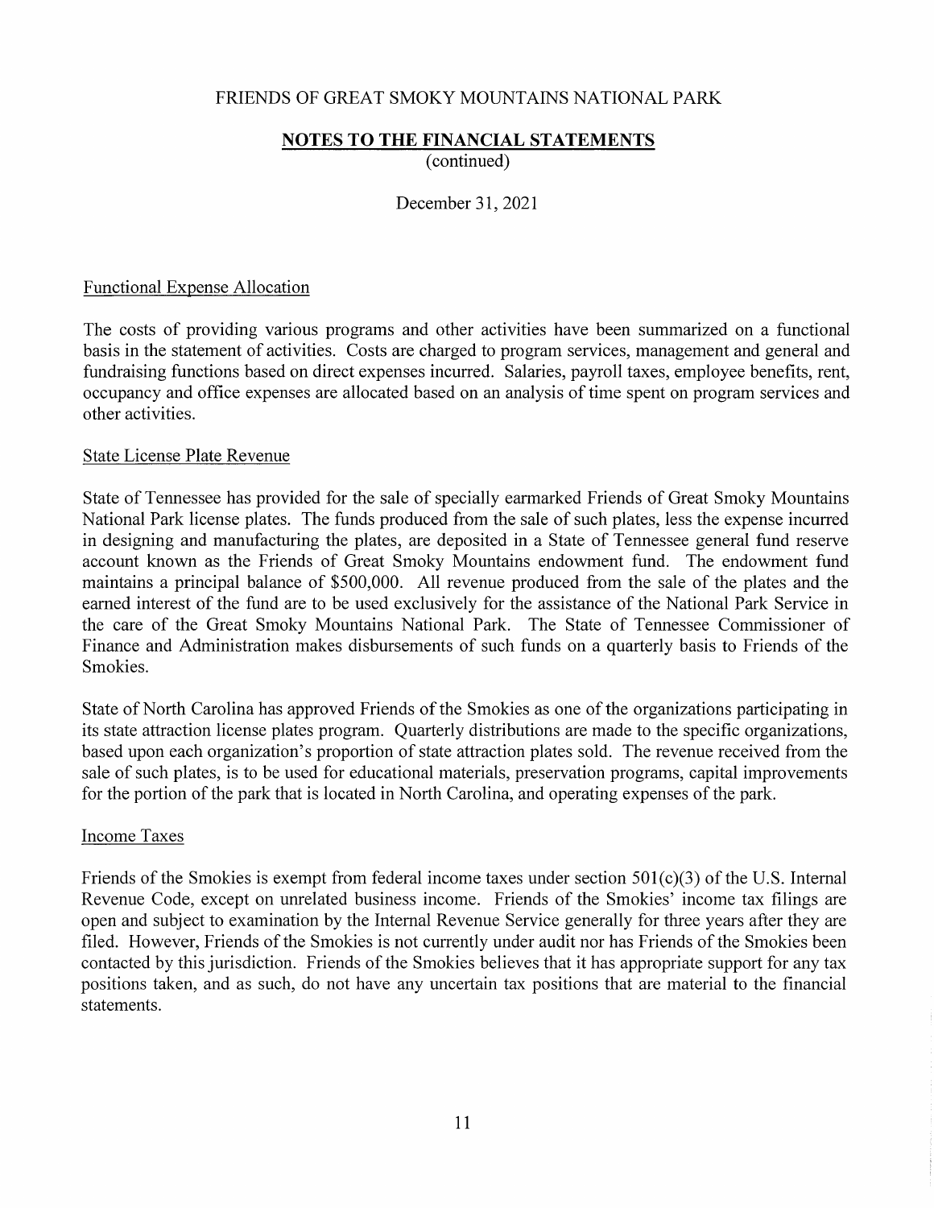FRIENDS OF GREAT SMOKY MOUNTAINS NATIONAL PARK

**NOTES TO THE FINANCIAL STATEMENTS**
(continued)

December 31, 2021

Functional Expense Allocation

The costs of providing various programs and other activities have been summarized on a functional basis in the statement of activities. Costs are charged to program services, management and general and fundraising functions based on direct expenses incurred. Salaries, payroll taxes, employee benefits, rent, occupancy and office expenses are allocated based on an analysis of time spent on program services and other activities.

State License Plate Revenue

State of Tennessee has provided for the sale of specially earmarked Friends of Great Smoky Mountains National Park license plates. The funds produced from the sale of such plates, less the expense incurred in designing and manufacturing the plates, are deposited in a State of Tennessee general fund reserve account known as the Friends of Great Smoky Mountains endowment fund. The endowment fund maintains a principal balance of $500,000. All revenue produced from the sale of the plates and the earned interest of the fund are to be used exclusively for the assistance of the National Park Service in the care of the Great Smoky Mountains National Park. The State of Tennessee Commissioner of Finance and Administration makes disbursements of such funds on a quarterly basis to Friends of the Smokies.

State of North Carolina has approved Friends of the Smokies as one of the organizations participating in its state attraction license plates program. Quarterly distributions are made to the specific organizations, based upon each organization's proportion of state attraction plates sold. The revenue received from the sale of such plates, is to be used for educational materials, preservation programs, capital improvements for the portion of the park that is located in North Carolina, and operating expenses of the park.

Income Taxes

Friends of the Smokies is exempt from federal income taxes under section 501(c)(3) of the U.S. Internal Revenue Code, except on unrelated business income. Friends of the Smokies' income tax filings are open and subject to examination by the Internal Revenue Service generally for three years after they are filed. However, Friends of the Smokies is not currently under audit nor has Friends of the Smokies been contacted by this jurisdiction. Friends of the Smokies believes that it has appropriate support for any tax positions taken, and as such, do not have any uncertain tax positions that are material to the financial statements.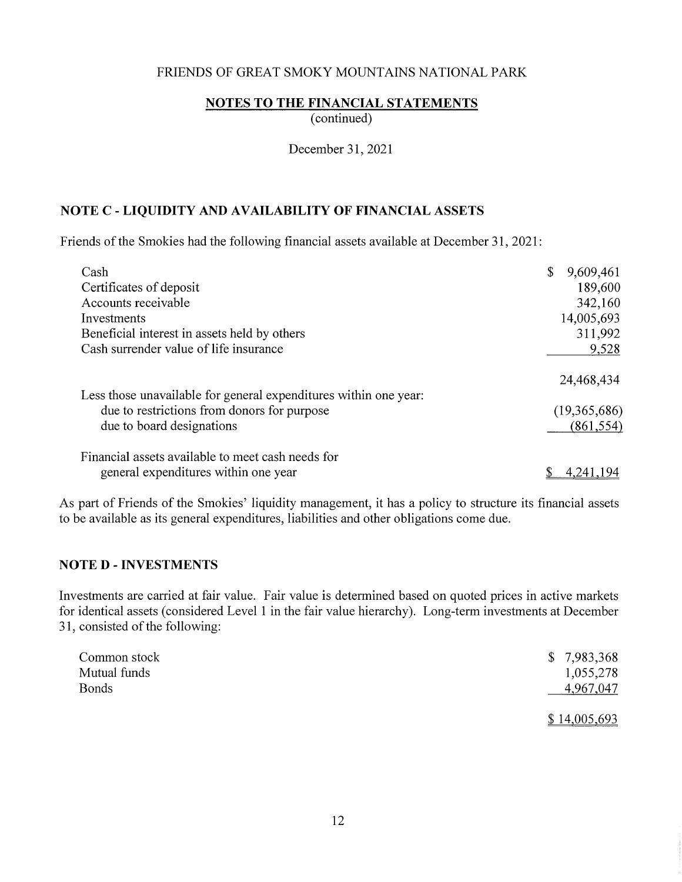FRIENDS OF GREAT SMOKY MOUNTAINS NATIONAL PARK

**NOTES TO THE FINANCIAL STATEMENTS**
(continued)

December 31, 2021

## NOTE C - LIQUIDITY AND AVAILABILITY OF FINANCIAL ASSETS

Friends of the Smokies had the following financial assets available at December 31, 2021:

| | |
|---|---|
| Cash | $ 9,609,461 |
| Certificates of deposit | 189,600 |
| Accounts receivable | 342,160 |
| Investments | 14,005,693 |
| Beneficial interest in assets held by others | 311,992 |
| Cash surrender value of life insurance | 9,528 |
| | 24,468,434 |
| Less those unavailable for general expenditures within one year: | |
| due to restrictions from donors for purpose | (19,365,686) |
| due to board designations | (861,554) |
| Financial assets available to meet cash needs for general expenditures within one year | $ 4,241,194 |

As part of Friends of the Smokies' liquidity management, it has a policy to structure its financial assets to be available as its general expenditures, liabilities and other obligations come due.

## NOTE D - INVESTMENTS

Investments are carried at fair value. Fair value is determined based on quoted prices in active markets for identical assets (considered Level 1 in the fair value hierarchy). Long-term investments at December 31, consisted of the following:

| | |
|---|---|
| Common stock | $ 7,983,368 |
| Mutual funds | 1,055,278 |
| Bonds | 4,967,047 |
| | $ 14,005,693 |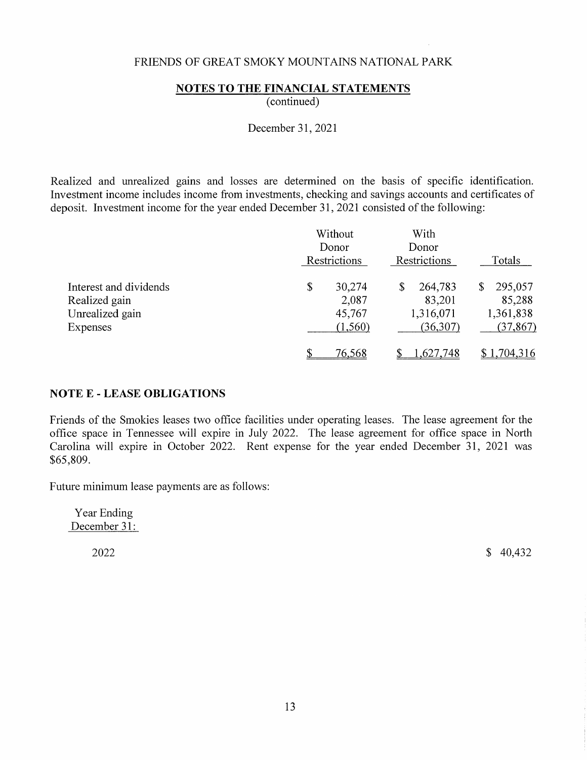FRIENDS OF GREAT SMOKY MOUNTAINS NATIONAL PARK

**NOTES TO THE FINANCIAL STATEMENTS**
(continued)

December 31, 2021

Realized and unrealized gains and losses are determined on the basis of specific identification. Investment income includes income from investments, checking and savings accounts and certificates of deposit. Investment income for the year ended December 31, 2021 consisted of the following:

| | Without Donor Restrictions | With Donor Restrictions | Totals |
|---|---|---|---|
| Interest and dividends | $ 30,274 | $ 264,783 | $ 295,057 |
| Realized gain | 2,087 | 83,201 | 85,288 |
| Unrealized gain | 45,767 | 1,316,071 | 1,361,838 |
| Expenses | (1,560) | (36,307) | (37,867) |
| | $ 76,568 | $ 1,627,748 | $ 1,704,316 |

## NOTE E - LEASE OBLIGATIONS

Friends of the Smokies leases two office facilities under operating leases. The lease agreement for the office space in Tennessee will expire in July 2022. The lease agreement for office space in North Carolina will expire in October 2022. Rent expense for the year ended December 31, 2021 was $65,809.

Future minimum lease payments are as follows:

| Year Ending December 31: | |
|---|---|
| 2022 | $ 40,432 |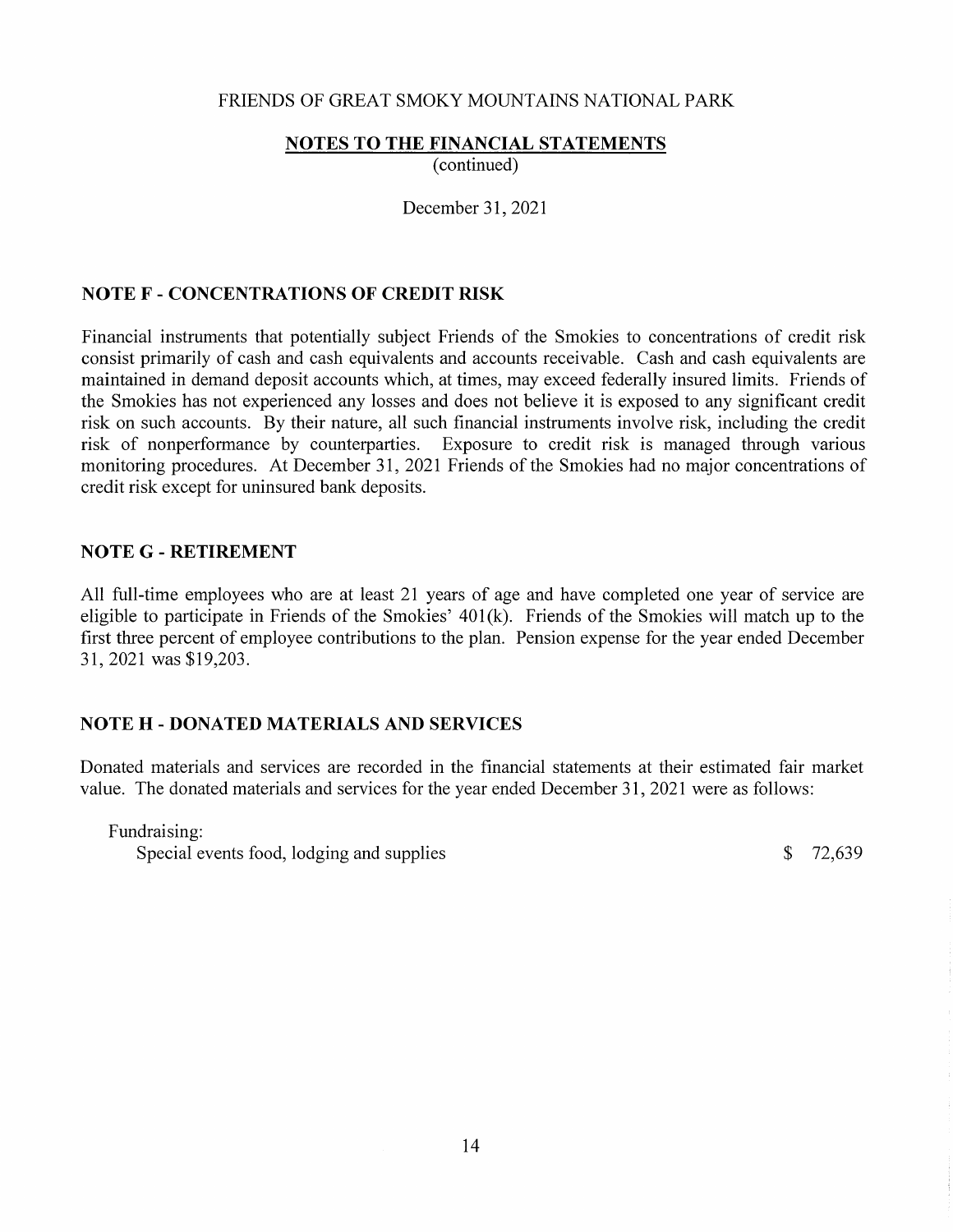FRIENDS OF GREAT SMOKY MOUNTAINS NATIONAL PARK

**NOTES TO THE FINANCIAL STATEMENTS**
(continued)

December 31, 2021

## NOTE F - CONCENTRATIONS OF CREDIT RISK

Financial instruments that potentially subject Friends of the Smokies to concentrations of credit risk consist primarily of cash and cash equivalents and accounts receivable. Cash and cash equivalents are maintained in demand deposit accounts which, at times, may exceed federally insured limits. Friends of the Smokies has not experienced any losses and does not believe it is exposed to any significant credit risk on such accounts. By their nature, all such financial instruments involve risk, including the credit risk of nonperformance by counterparties. Exposure to credit risk is managed through various monitoring procedures. At December 31, 2021 Friends of the Smokies had no major concentrations of credit risk except for uninsured bank deposits.

## NOTE G - RETIREMENT

All full-time employees who are at least 21 years of age and have completed one year of service are eligible to participate in Friends of the Smokies' 401(k). Friends of the Smokies will match up to the first three percent of employee contributions to the plan. Pension expense for the year ended December 31, 2021 was $19,203.

## NOTE H - DONATED MATERIALS AND SERVICES

Donated materials and services are recorded in the financial statements at their estimated fair market value. The donated materials and services for the year ended December 31, 2021 were as follows:

| | |
|---|---|
| Fundraising: | |
| Special events food, lodging and supplies | $ 72,639 |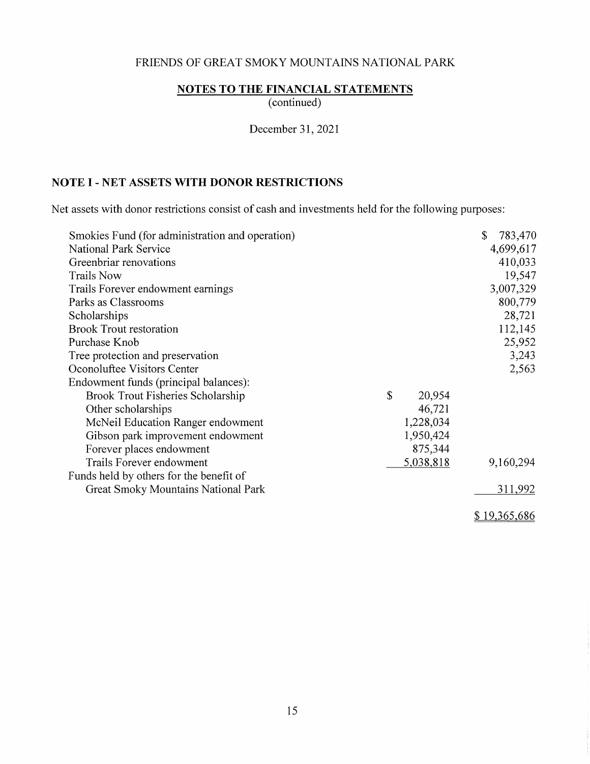FRIENDS OF GREAT SMOKY MOUNTAINS NATIONAL PARK

**NOTES TO THE FINANCIAL STATEMENTS**
(continued)

December 31, 2021

## NOTE I - NET ASSETS WITH DONOR RESTRICTIONS

Net assets with donor restrictions consist of cash and investments held for the following purposes:

| | | |
|---|---|---|
| Smokies Fund (for administration and operation) | | $ 783,470 |
| National Park Service | | 4,699,617 |
| Greenbriar renovations | | 410,033 |
| Trails Now | | 19,547 |
| Trails Forever endowment earnings | | 3,007,329 |
| Parks as Classrooms | | 800,779 |
| Scholarships | | 28,721 |
| Brook Trout restoration | | 112,145 |
| Purchase Knob | | 25,952 |
| Tree protection and preservation | | 3,243 |
| Oconoluftee Visitors Center | | 2,563 |
| Endowment funds (principal balances): | | |
| Brook Trout Fisheries Scholarship | $ 20,954 | |
| Other scholarships | 46,721 | |
| McNeil Education Ranger endowment | 1,228,034 | |
| Gibson park improvement endowment | 1,950,424 | |
| Forever places endowment | 875,344 | |
| Trails Forever endowment | 5,038,818 | 9,160,294 |
| Funds held by others for the benefit of Great Smoky Mountains National Park | | 311,992 |
| | | $ 19,365,686 |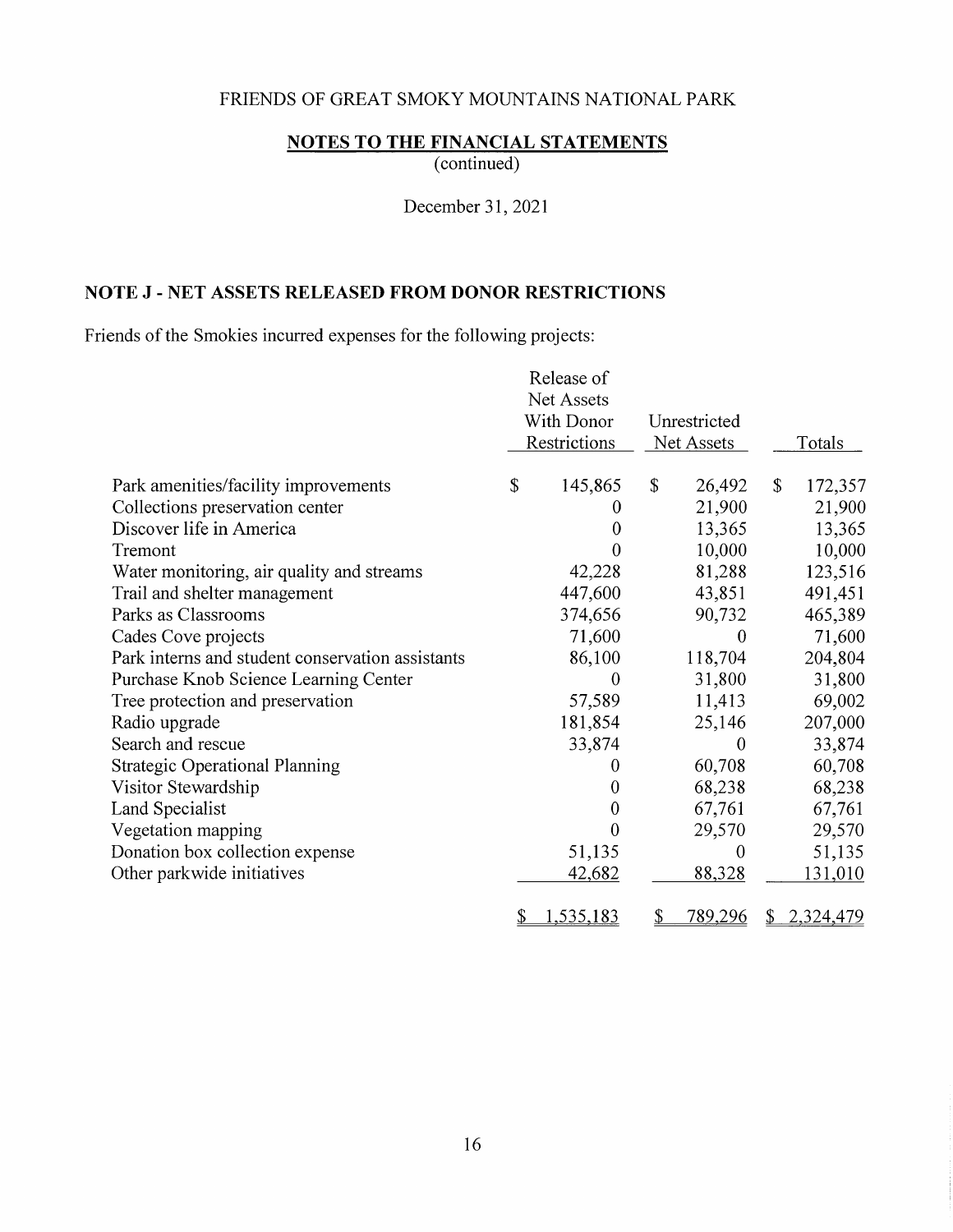FRIENDS OF GREAT SMOKY MOUNTAINS NATIONAL PARK

**NOTES TO THE FINANCIAL STATEMENTS**
(continued)

December 31, 2021

## NOTE J - NET ASSETS RELEASED FROM DONOR RESTRICTIONS

Friends of the Smokies incurred expenses for the following projects:

| | Release of Net Assets With Donor Restrictions | Unrestricted Net Assets | Totals |
|---|---|---|---|
| Park amenities/facility improvements | $ 145,865 | $ 26,492 | $ 172,357 |
| Collections preservation center | 0 | 21,900 | 21,900 |
| Discover life in America | 0 | 13,365 | 13,365 |
| Tremont | 0 | 10,000 | 10,000 |
| Water monitoring, air quality and streams | 42,228 | 81,288 | 123,516 |
| Trail and shelter management | 447,600 | 43,851 | 491,451 |
| Parks as Classrooms | 374,656 | 90,732 | 465,389 |
| Cades Cove projects | 71,600 | 0 | 71,600 |
| Park interns and student conservation assistants | 86,100 | 118,704 | 204,804 |
| Purchase Knob Science Learning Center | 0 | 31,800 | 31,800 |
| Tree protection and preservation | 57,589 | 11,413 | 69,002 |
| Radio upgrade | 181,854 | 25,146 | 207,000 |
| Search and rescue | 33,874 | 0 | 33,874 |
| Strategic Operational Planning | 0 | 60,708 | 60,708 |
| Visitor Stewardship | 0 | 68,238 | 68,238 |
| Land Specialist | 0 | 67,761 | 67,761 |
| Vegetation mapping | 0 | 29,570 | 29,570 |
| Donation box collection expense | 51,135 | 0 | 51,135 |
| Other parkwide initiatives | 42,682 | 88,328 | 131,010 |
| | $ 1,535,183 | $ 789,296 | $ 2,324,479 |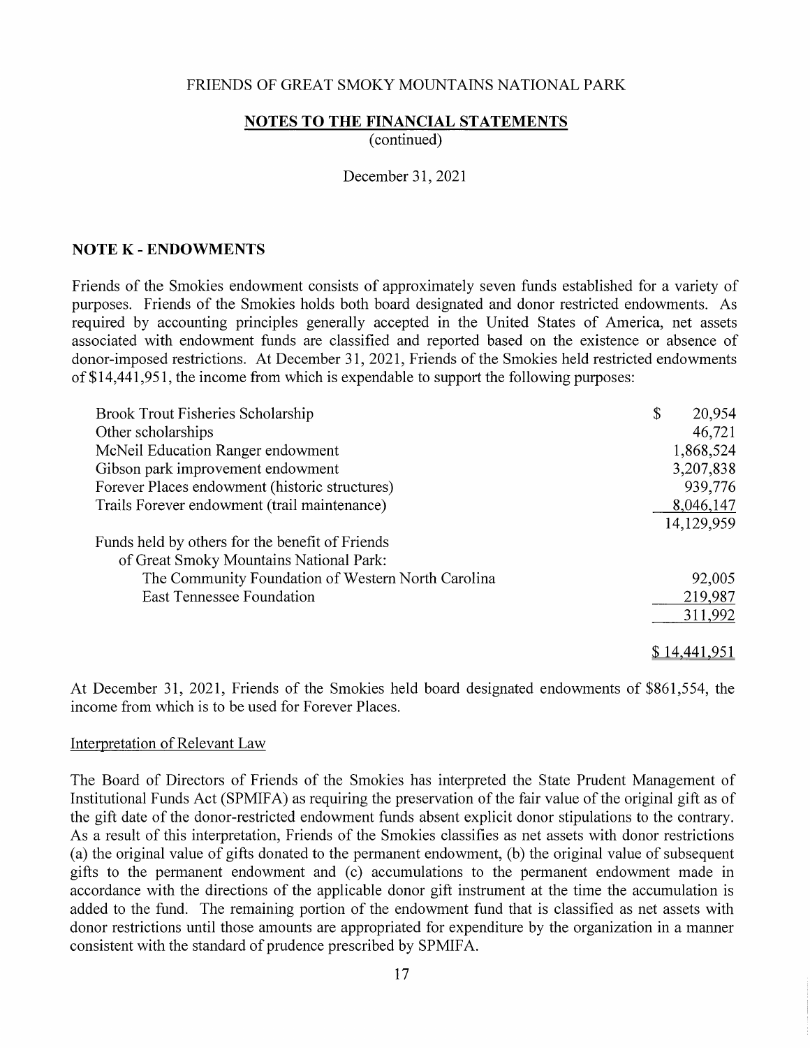FRIENDS OF GREAT SMOKY MOUNTAINS NATIONAL PARK

**NOTES TO THE FINANCIAL STATEMENTS**
(continued)

December 31, 2021

### NOTE K - ENDOWMENTS

Friends of the Smokies endowment consists of approximately seven funds established for a variety of purposes. Friends of the Smokies holds both board designated and donor restricted endowments. As required by accounting principles generally accepted in the United States of America, net assets associated with endowment funds are classified and reported based on the existence or absence of donor-imposed restrictions. At December 31, 2021, Friends of the Smokies held restricted endowments of $14,441,951, the income from which is expendable to support the following purposes:

| | |
|---|---|
| Brook Trout Fisheries Scholarship | $ 20,954 |
| Other scholarships | 46,721 |
| McNeil Education Ranger endowment | 1,868,524 |
| Gibson park improvement endowment | 3,207,838 |
| Forever Places endowment (historic structures) | 939,776 |
| Trails Forever endowment (trail maintenance) | 8,046,147 |
| | 14,129,959 |
| Funds held by others for the benefit of Friends of Great Smoky Mountains National Park: | |
| The Community Foundation of Western North Carolina | 92,005 |
| East Tennessee Foundation | 219,987 |
| | 311,992 |
| | $ 14,441,951 |

At December 31, 2021, Friends of the Smokies held board designated endowments of $861,554, the income from which is to be used for Forever Places.

Interpretation of Relevant Law

The Board of Directors of Friends of the Smokies has interpreted the State Prudent Management of Institutional Funds Act (SPMIFA) as requiring the preservation of the fair value of the original gift as of the gift date of the donor-restricted endowment funds absent explicit donor stipulations to the contrary. As a result of this interpretation, Friends of the Smokies classifies as net assets with donor restrictions (a) the original value of gifts donated to the permanent endowment, (b) the original value of subsequent gifts to the permanent endowment and (c) accumulations to the permanent endowment made in accordance with the directions of the applicable donor gift instrument at the time the accumulation is added to the fund. The remaining portion of the endowment fund that is classified as net assets with donor restrictions until those amounts are appropriated for expenditure by the organization in a manner consistent with the standard of prudence prescribed by SPMIFA.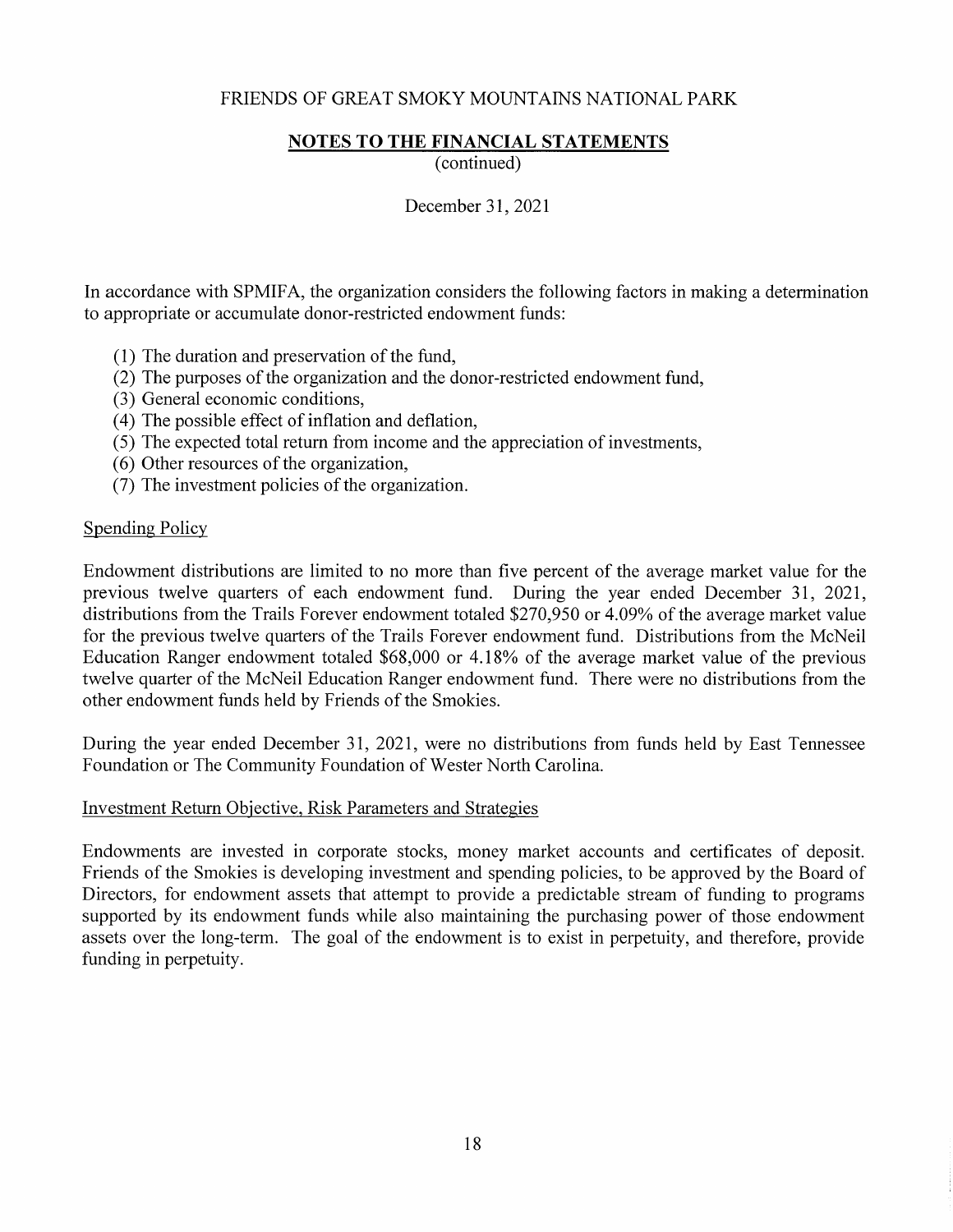In accordance with SPMIFA, the organization considers the following factors in making a determination to appropriate or accumulate donor-restricted endowment funds:

(1) The duration and preservation of the fund,
(2) The purposes of the organization and the donor-restricted endowment fund,
(3) General economic conditions,
(4) The possible effect of inflation and deflation,
(5) The expected total return from income and the appreciation of investments,
(6) Other resources of the organization,
(7) The investment policies of the organization.

## Spending Policy

Endowment distributions are limited to no more than five percent of the average market value for the previous twelve quarters of each endowment fund. During the year ended December 31, 2021, distributions from the Trails Forever endowment totaled $270,950 or 4.09% of the average market value for the previous twelve quarters of the Trails Forever endowment fund. Distributions from the McNeil Education Ranger endowment totaled $68,000 or 4.18% of the average market value of the previous twelve quarter of the McNeil Education Ranger endowment fund. There were no distributions from the other endowment funds held by Friends of the Smokies.

During the year ended December 31, 2021, were no distributions from funds held by East Tennessee Foundation or The Community Foundation of Wester North Carolina.

## Investment Return Objective, Risk Parameters and Strategies

Endowments are invested in corporate stocks, money market accounts and certificates of deposit. Friends of the Smokies is developing investment and spending policies, to be approved by the Board of Directors, for endowment assets that attempt to provide a predictable stream of funding to programs supported by its endowment funds while also maintaining the purchasing power of those endowment assets over the long-term. The goal of the endowment is to exist in perpetuity, and therefore, provide funding in perpetuity.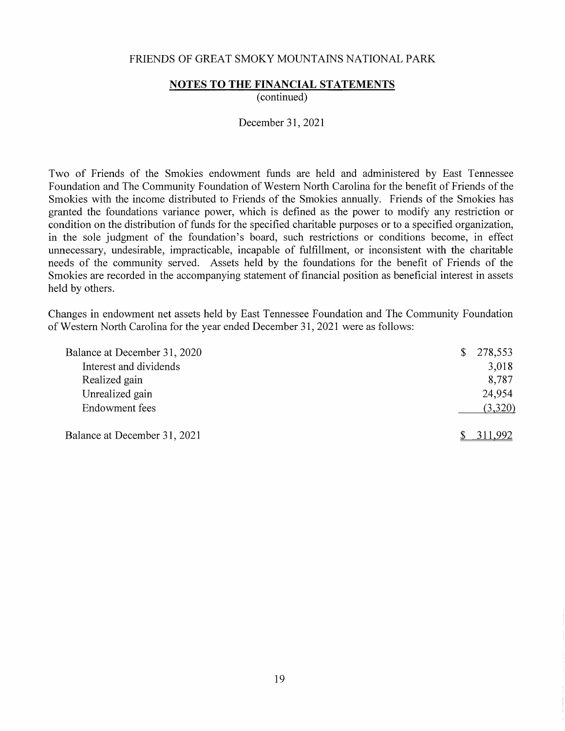Two of Friends of the Smokies endowment funds are held and administered by East Tennessee Foundation and The Community Foundation of Western North Carolina for the benefit of Friends of the Smokies with the income distributed to Friends of the Smokies annually. Friends of the Smokies has granted the foundations variance power, which is defined as the power to modify any restriction or condition on the distribution of funds for the specified charitable purposes or to a specified organization, in the sole judgment of the foundation's board, such restrictions or conditions become, in effect unnecessary, undesirable, impracticable, incapable of fulfillment, or inconsistent with the charitable needs of the community served. Assets held by the foundations for the benefit of Friends of the Smokies are recorded in the accompanying statement of financial position as beneficial interest in assets held by others.

Changes in endowment net assets held by East Tennessee Foundation and The Community Foundation of Western North Carolina for the year ended December 31, 2021 were as follows:

| | |
|---|---|
| Balance at December 31, 2020 | $ 278,553 |
| Interest and dividends | 3,018 |
| Realized gain | 8,787 |
| Unrealized gain | 24,954 |
| Endowment fees | (3,320) |
| Balance at December 31, 2021 | $ 311,992 |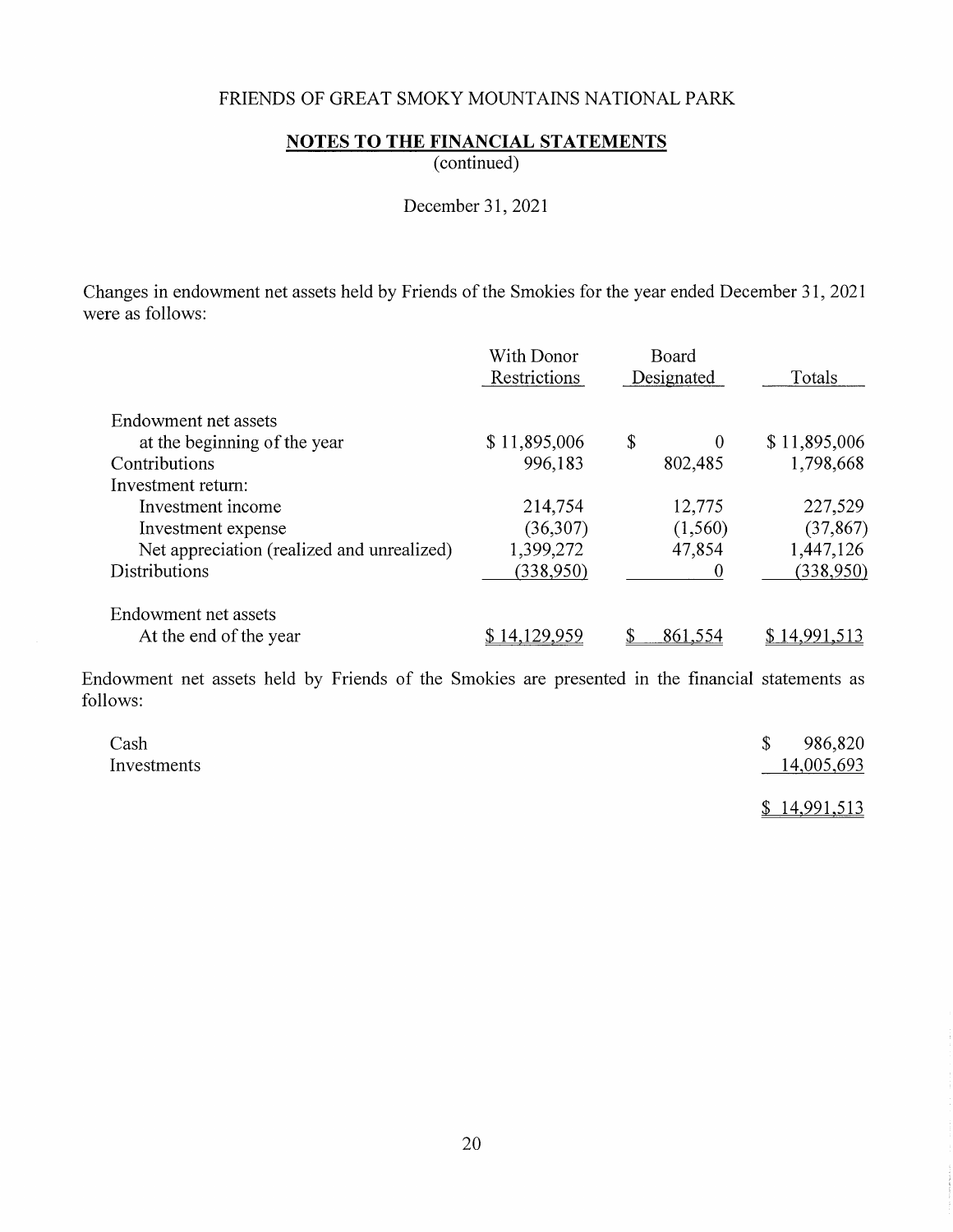FRIENDS OF GREAT SMOKY MOUNTAINS NATIONAL PARK

**NOTES TO THE FINANCIAL STATEMENTS**
(continued)

December 31, 2021

Changes in endowment net assets held by Friends of the Smokies for the year ended December 31, 2021 were as follows:

| | With Donor Restrictions | Board Designated | Totals |
|---|---|---|---|
| Endowment net assets at the beginning of the year | $ 11,895,006 | $ 0 | $ 11,895,006 |
| Contributions | 996,183 | 802,485 | 1,798,668 |
| Investment return: | | | |
| Investment income | 214,754 | 12,775 | 227,529 |
| Investment expense | (36,307) | (1,560) | (37,867) |
| Net appreciation (realized and unrealized) | 1,399,272 | 47,854 | 1,447,126 |
| Distributions | (338,950) | 0 | (338,950) |
| Endowment net assets At the end of the year | $ 14,129,959 | $ 861,554 | $ 14,991,513 |

Endowment net assets held by Friends of the Smokies are presented in the financial statements as follows:

| | |
|---|---|
| Cash | $ 986,820 |
| Investments | 14,005,693 |
| | $ 14,991,513 |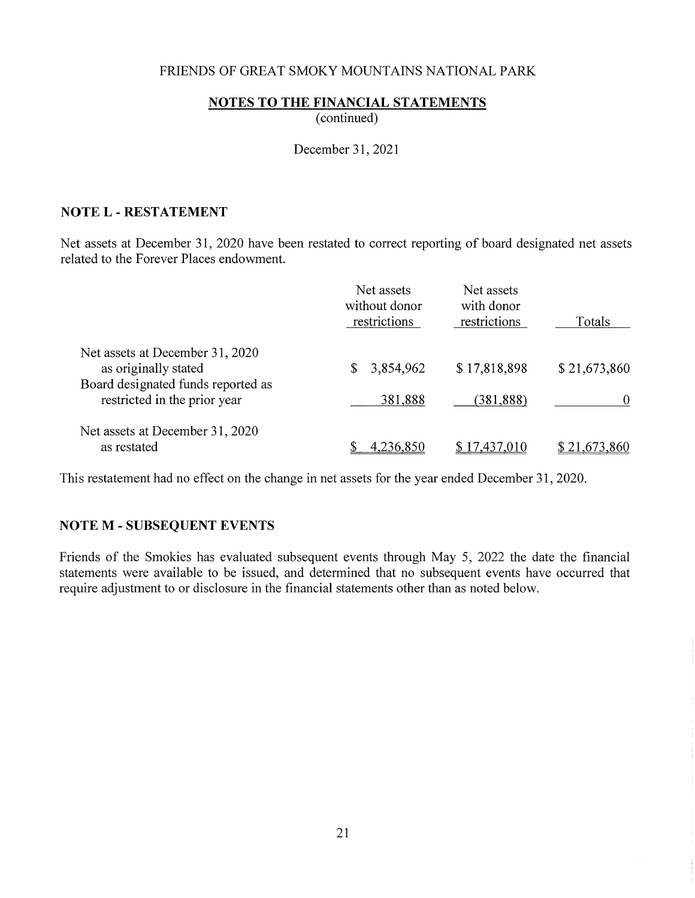FRIENDS OF GREAT SMOKY MOUNTAINS NATIONAL PARK

**NOTES TO THE FINANCIAL STATEMENTS**
(continued)

December 31, 2021

## NOTE L - RESTATEMENT

Net assets at December 31, 2020 have been restated to correct reporting of board designated net assets related to the Forever Places endowment.

| | Net assets without donor restrictions | Net assets with donor restrictions | Totals |
|---|---|---|---|
| Net assets at December 31, 2020 as originally stated | $ 3,854,962 | $ 17,818,898 | $ 21,673,860 |
| Board designated funds reported as restricted in the prior year | 381,888 | (381,888) | 0 |
| Net assets at December 31, 2020 as restated | $ 4,236,850 | $ 17,437,010 | $ 21,673,860 |

This restatement had no effect on the change in net assets for the year ended December 31, 2020.

## NOTE M - SUBSEQUENT EVENTS

Friends of the Smokies has evaluated subsequent events through May 5, 2022 the date the financial statements were available to be issued, and determined that no subsequent events have occurred that require adjustment to or disclosure in the financial statements other than as noted below.